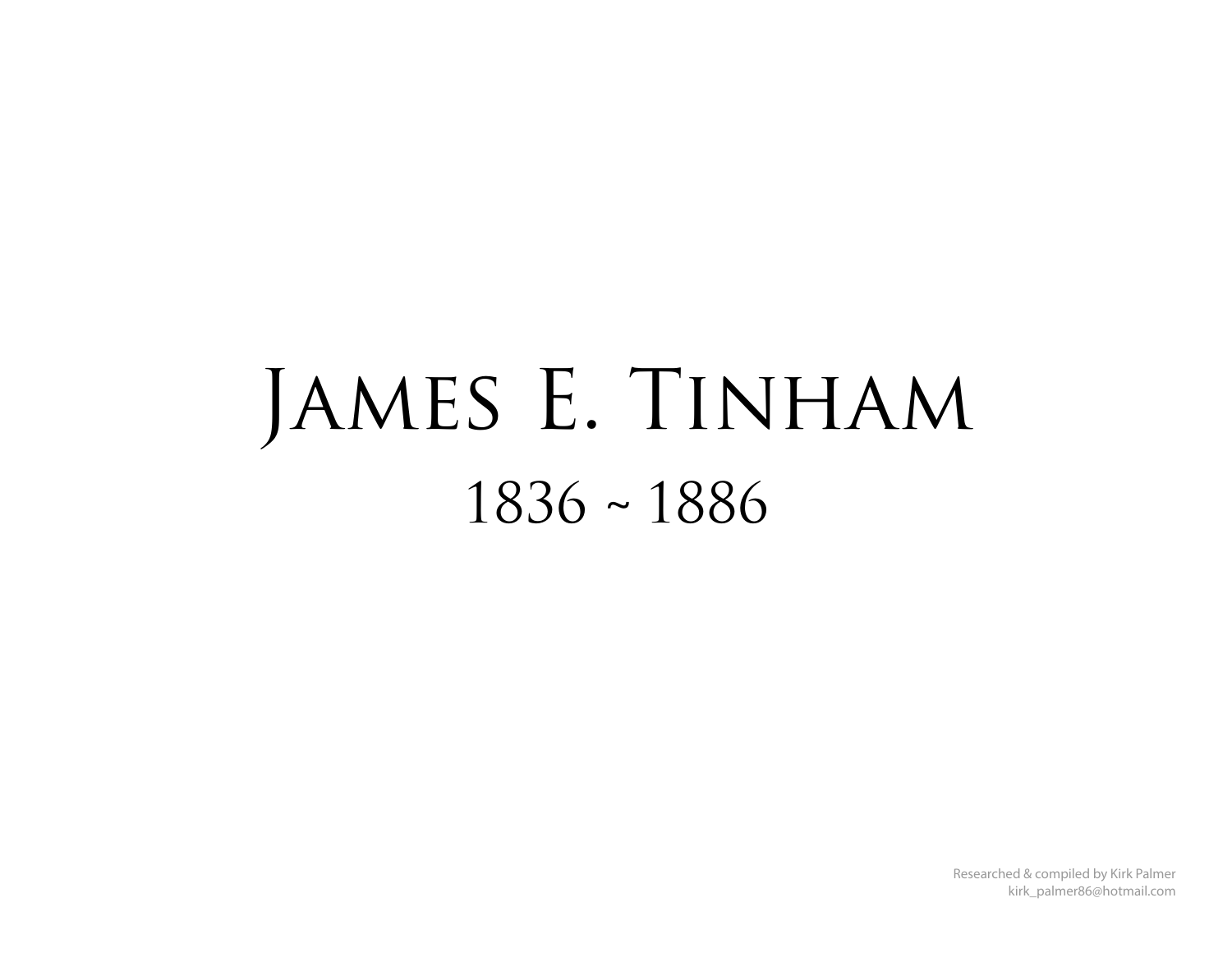# James E. Tinham

1836 ~ 1886

Researched & compiled by Kirk Palmer
kirk_palmer86@hotmail.com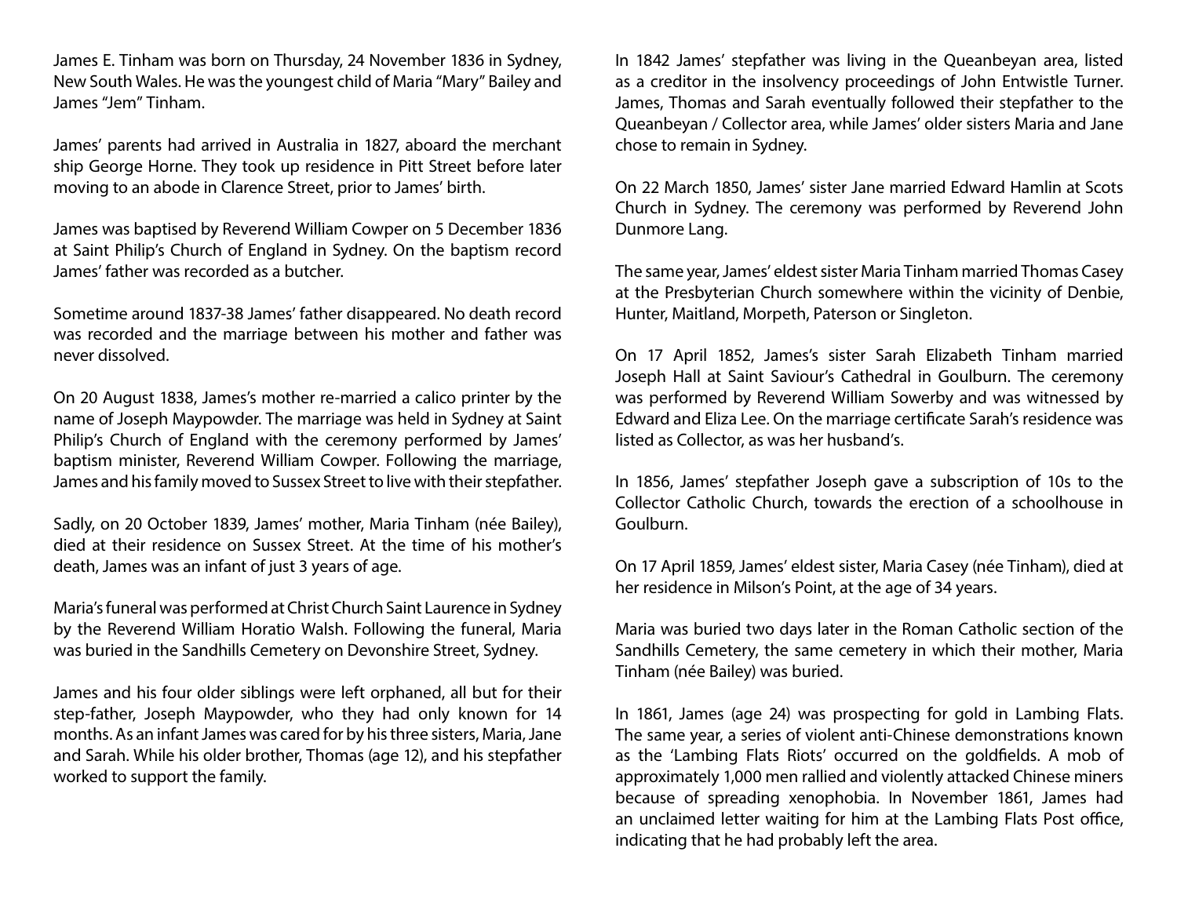James E. Tinham was born on Thursday, 24 November 1836 in Sydney, New South Wales. He was the youngest child of Maria "Mary" Bailey and James "Jem" Tinham.

James' parents had arrived in Australia in 1827, aboard the merchant ship George Horne. They took up residence in Pitt Street before later moving to an abode in Clarence Street, prior to James' birth.

James was baptised by Reverend William Cowper on 5 December 1836 at Saint Philip's Church of England in Sydney. On the baptism record James' father was recorded as a butcher.

Sometime around 1837-38 James' father disappeared. No death record was recorded and the marriage between his mother and father was never dissolved.

On 20 August 1838, James's mother re-married a calico printer by the name of Joseph Maypowder. The marriage was held in Sydney at Saint Philip's Church of England with the ceremony performed by James' baptism minister, Reverend William Cowper. Following the marriage, James and his family moved to Sussex Street to live with their stepfather.

Sadly, on 20 October 1839, James' mother, Maria Tinham (née Bailey), died at their residence on Sussex Street. At the time of his mother's death, James was an infant of just 3 years of age.

Maria's funeral was performed at Christ Church Saint Laurence in Sydney by the Reverend William Horatio Walsh. Following the funeral, Maria was buried in the Sandhills Cemetery on Devonshire Street, Sydney.

James and his four older siblings were left orphaned, all but for their step-father, Joseph Maypowder, who they had only known for 14 months. As an infant James was cared for by his three sisters, Maria, Jane and Sarah. While his older brother, Thomas (age 12), and his stepfather worked to support the family.

In 1842 James' stepfather was living in the Queanbeyan area, listed as a creditor in the insolvency proceedings of John Entwistle Turner. James, Thomas and Sarah eventually followed their stepfather to the Queanbeyan / Collector area, while James' older sisters Maria and Jane chose to remain in Sydney.

On 22 March 1850, James' sister Jane married Edward Hamlin at Scots Church in Sydney. The ceremony was performed by Reverend John Dunmore Lang.

The same year, James' eldest sister Maria Tinham married Thomas Casey at the Presbyterian Church somewhere within the vicinity of Denbie, Hunter, Maitland, Morpeth, Paterson or Singleton.

On 17 April 1852, James's sister Sarah Elizabeth Tinham married Joseph Hall at Saint Saviour's Cathedral in Goulburn. The ceremony was performed by Reverend William Sowerby and was witnessed by Edward and Eliza Lee. On the marriage certificate Sarah's residence was listed as Collector, as was her husband's.

In 1856, James' stepfather Joseph gave a subscription of 10s to the Collector Catholic Church, towards the erection of a schoolhouse in Goulburn.

On 17 April 1859, James' eldest sister, Maria Casey (née Tinham), died at her residence in Milson's Point, at the age of 34 years.

Maria was buried two days later in the Roman Catholic section of the Sandhills Cemetery, the same cemetery in which their mother, Maria Tinham (née Bailey) was buried.

In 1861, James (age 24) was prospecting for gold in Lambing Flats. The same year, a series of violent anti-Chinese demonstrations known as the 'Lambing Flats Riots' occurred on the goldfields. A mob of approximately 1,000 men rallied and violently attacked Chinese miners because of spreading xenophobia. In November 1861, James had an unclaimed letter waiting for him at the Lambing Flats Post office, indicating that he had probably left the area.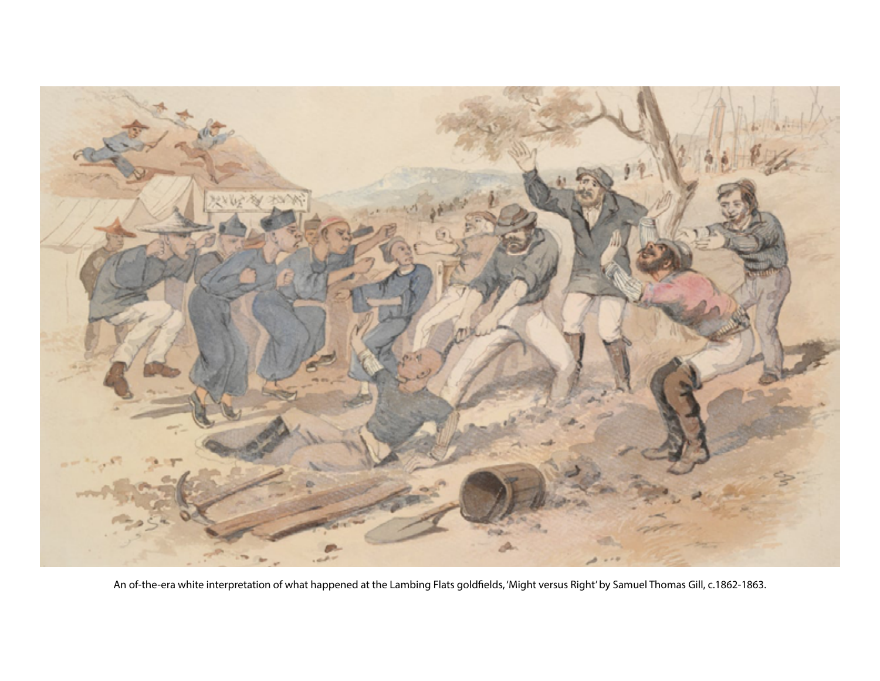An of-the-era white interpretation of what happened at the Lambing Flats goldfields, 'Might versus Right' by Samuel Thomas Gill, c.1862-1863.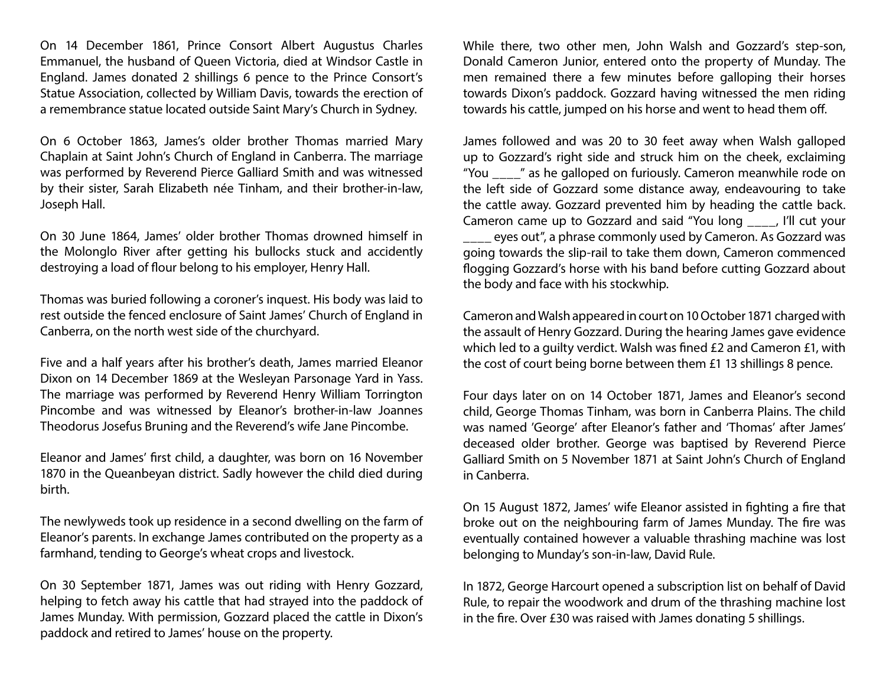On 14 December 1861, Prince Consort Albert Augustus Charles Emmanuel, the husband of Queen Victoria, died at Windsor Castle in England. James donated 2 shillings 6 pence to the Prince Consort's Statue Association, collected by William Davis, towards the erection of a remembrance statue located outside Saint Mary's Church in Sydney.

On 6 October 1863, James's older brother Thomas married Mary Chaplain at Saint John's Church of England in Canberra. The marriage was performed by Reverend Pierce Galliard Smith and was witnessed by their sister, Sarah Elizabeth née Tinham, and their brother-in-law, Joseph Hall.

On 30 June 1864, James' older brother Thomas drowned himself in the Molonglo River after getting his bullocks stuck and accidently destroying a load of flour belong to his employer, Henry Hall.

Thomas was buried following a coroner's inquest. His body was laid to rest outside the fenced enclosure of Saint James' Church of England in Canberra, on the north west side of the churchyard.

Five and a half years after his brother's death, James married Eleanor Dixon on 14 December 1869 at the Wesleyan Parsonage Yard in Yass. The marriage was performed by Reverend Henry William Torrington Pincombe and was witnessed by Eleanor's brother-in-law Joannes Theodorus Josefus Bruning and the Reverend's wife Jane Pincombe.

Eleanor and James' first child, a daughter, was born on 16 November 1870 in the Queanbeyan district. Sadly however the child died during birth.

The newlyweds took up residence in a second dwelling on the farm of Eleanor's parents. In exchange James contributed on the property as a farmhand, tending to George's wheat crops and livestock.

On 30 September 1871, James was out riding with Henry Gozzard, helping to fetch away his cattle that had strayed into the paddock of James Munday. With permission, Gozzard placed the cattle in Dixon's paddock and retired to James' house on the property.

While there, two other men, John Walsh and Gozzard's step-son, Donald Cameron Junior, entered onto the property of Munday. The men remained there a few minutes before galloping their horses towards Dixon's paddock. Gozzard having witnessed the men riding towards his cattle, jumped on his horse and went to head them off.

James followed and was 20 to 30 feet away when Walsh galloped up to Gozzard's right side and struck him on the cheek, exclaiming "You ____" as he galloped on furiously. Cameron meanwhile rode on the left side of Gozzard some distance away, endeavouring to take the cattle away. Gozzard prevented him by heading the cattle back. Cameron came up to Gozzard and said "You long ____, I'll cut your ____ eyes out", a phrase commonly used by Cameron. As Gozzard was going towards the slip-rail to take them down, Cameron commenced flogging Gozzard's horse with his band before cutting Gozzard about the body and face with his stockwhip.

Cameron and Walsh appeared in court on 10 October 1871 charged with the assault of Henry Gozzard. During the hearing James gave evidence which led to a guilty verdict. Walsh was fined £2 and Cameron £1, with the cost of court being borne between them £1 13 shillings 8 pence.

Four days later on on 14 October 1871, James and Eleanor's second child, George Thomas Tinham, was born in Canberra Plains. The child was named 'George' after Eleanor's father and 'Thomas' after James' deceased older brother. George was baptised by Reverend Pierce Galliard Smith on 5 November 1871 at Saint John's Church of England in Canberra.

On 15 August 1872, James' wife Eleanor assisted in fighting a fire that broke out on the neighbouring farm of James Munday. The fire was eventually contained however a valuable thrashing machine was lost belonging to Munday's son-in-law, David Rule.

In 1872, George Harcourt opened a subscription list on behalf of David Rule, to repair the woodwork and drum of the thrashing machine lost in the fire. Over £30 was raised with James donating 5 shillings.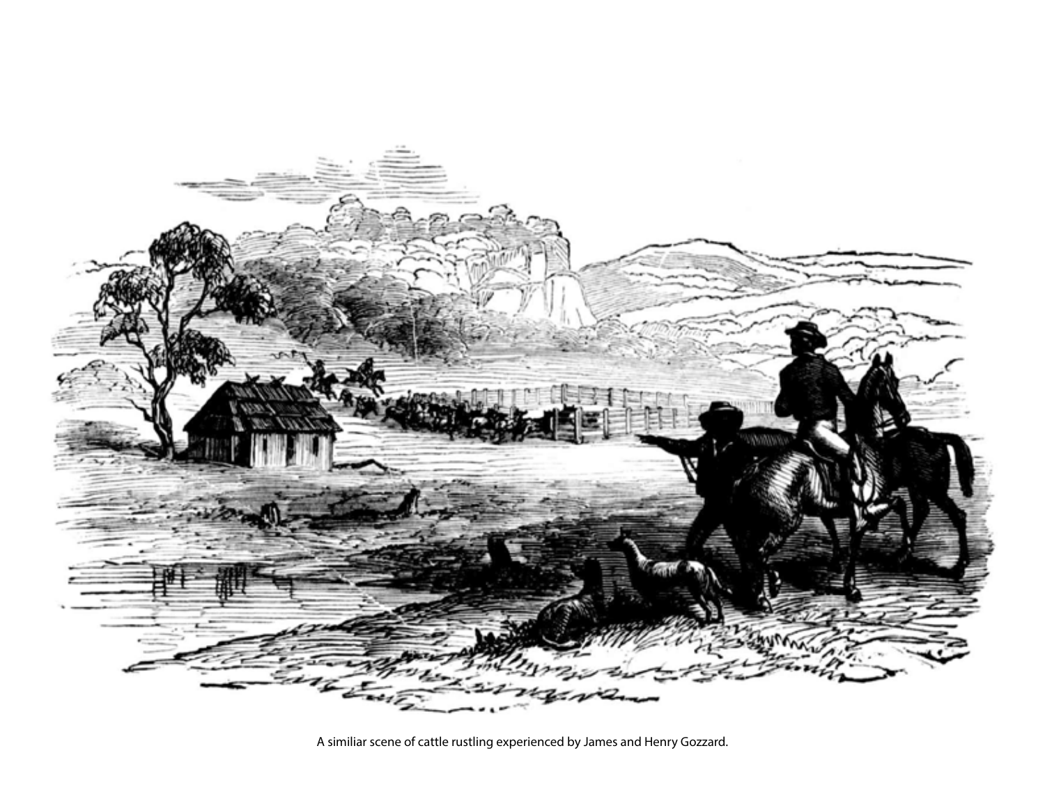A similiar scene of cattle rustling experienced by James and Henry Gozzard.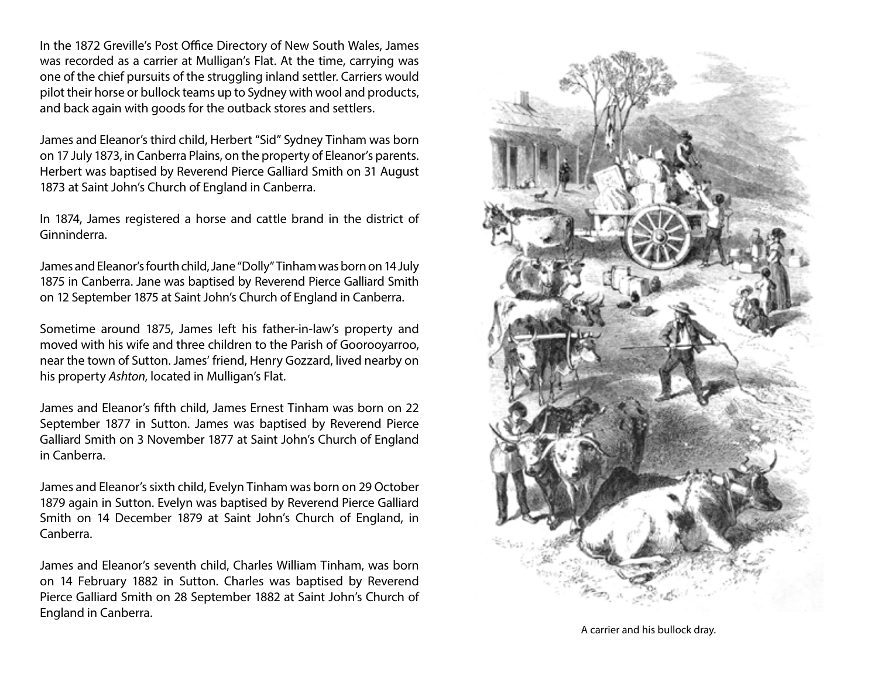In the 1872 Greville's Post Office Directory of New South Wales, James was recorded as a carrier at Mulligan's Flat. At the time, carrying was one of the chief pursuits of the struggling inland settler. Carriers would pilot their horse or bullock teams up to Sydney with wool and products, and back again with goods for the outback stores and settlers.

James and Eleanor's third child, Herbert "Sid" Sydney Tinham was born on 17 July 1873, in Canberra Plains, on the property of Eleanor's parents. Herbert was baptised by Reverend Pierce Galliard Smith on 31 August 1873 at Saint John's Church of England in Canberra.

In 1874, James registered a horse and cattle brand in the district of Ginninderra.

James and Eleanor's fourth child, Jane "Dolly" Tinham was born on 14 July 1875 in Canberra. Jane was baptised by Reverend Pierce Galliard Smith on 12 September 1875 at Saint John's Church of England in Canberra.

Sometime around 1875, James left his father-in-law's property and moved with his wife and three children to the Parish of Goorooyarroo, near the town of Sutton. James' friend, Henry Gozzard, lived nearby on his property *Ashton*, located in Mulligan's Flat.

James and Eleanor's fifth child, James Ernest Tinham was born on 22 September 1877 in Sutton. James was baptised by Reverend Pierce Galliard Smith on 3 November 1877 at Saint John's Church of England in Canberra.

James and Eleanor's sixth child, Evelyn Tinham was born on 29 October 1879 again in Sutton. Evelyn was baptised by Reverend Pierce Galliard Smith on 14 December 1879 at Saint John's Church of England, in Canberra.

James and Eleanor's seventh child, Charles William Tinham, was born on 14 February 1882 in Sutton. Charles was baptised by Reverend Pierce Galliard Smith on 28 September 1882 at Saint John's Church of England in Canberra.

A carrier and his bullock dray.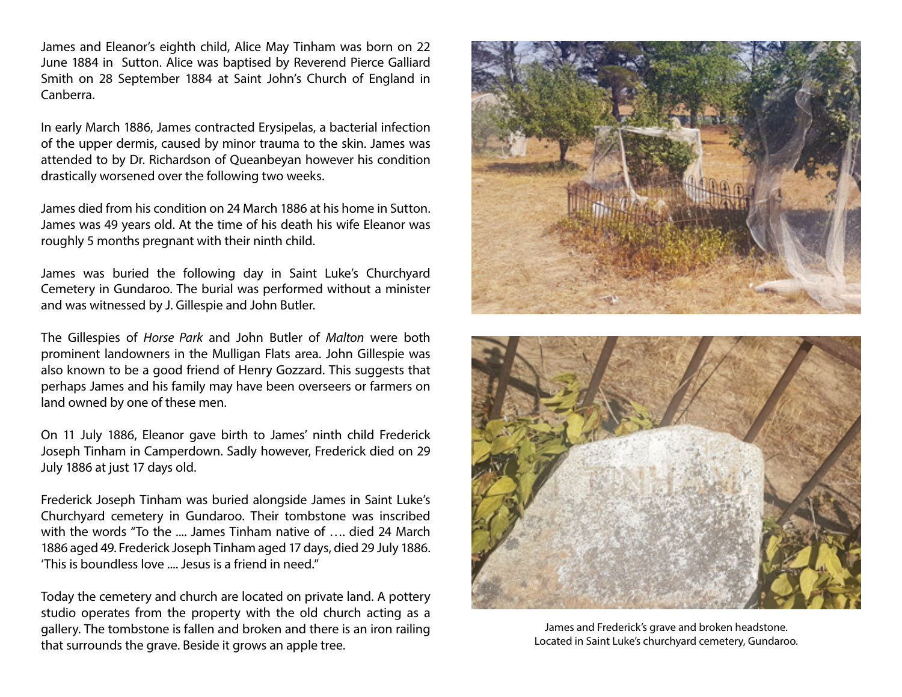James and Eleanor's eighth child, Alice May Tinham was born on 22 June 1884 in Sutton. Alice was baptised by Reverend Pierce Galliard Smith on 28 September 1884 at Saint John's Church of England in Canberra.

In early March 1886, James contracted Erysipelas, a bacterial infection of the upper dermis, caused by minor trauma to the skin. James was attended to by Dr. Richardson of Queanbeyan however his condition drastically worsened over the following two weeks.

James died from his condition on 24 March 1886 at his home in Sutton. James was 49 years old. At the time of his death his wife Eleanor was roughly 5 months pregnant with their ninth child.

James was buried the following day in Saint Luke's Churchyard Cemetery in Gundaroo. The burial was performed without a minister and was witnessed by J. Gillespie and John Butler.

The Gillespies of *Horse Park* and John Butler of *Malton* were both prominent landowners in the Mulligan Flats area. John Gillespie was also known to be a good friend of Henry Gozzard. This suggests that perhaps James and his family may have been overseers or farmers on land owned by one of these men.

On 11 July 1886, Eleanor gave birth to James' ninth child Frederick Joseph Tinham in Camperdown. Sadly however, Frederick died on 29 July 1886 at just 17 days old.

Frederick Joseph Tinham was buried alongside James in Saint Luke's Churchyard cemetery in Gundaroo. Their tombstone was inscribed with the words "To the .... James Tinham native of …. died 24 March 1886 aged 49. Frederick Joseph Tinham aged 17 days, died 29 July 1886. 'This is boundless love .... Jesus is a friend in need."

Today the cemetery and church are located on private land. A pottery studio operates from the property with the old church acting as a gallery. The tombstone is fallen and broken and there is an iron railing that surrounds the grave. Beside it grows an apple tree.

James and Frederick's grave and broken headstone.
Located in Saint Luke's churchyard cemetery, Gundaroo.